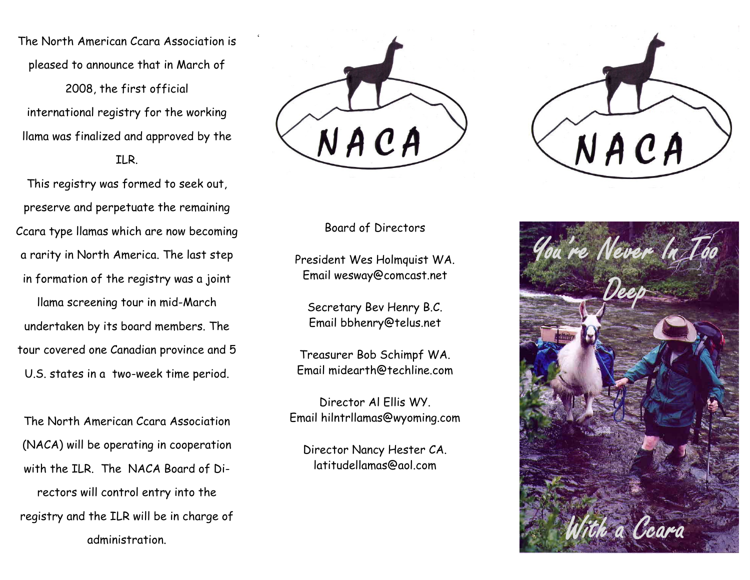The North American Ccara Association is pleased to announce that in March of 2008, the first official international registry for the working llama was finalized and approved by the ILR.

This registry was formed to seek out, preserve and perpetuate the remaining Ccara type llamas which are now becoming a rarity in North America. The last step in formation of the registry was a joint llama screening tour in mid-March undertaken by its board members. The tour covered one Canadian province and 5 U.S. states in a two-week time period.

The North American Ccara Association (NACA) will be operating in cooperation with the ILR. The NACA Board of Directors will control entry into the registry and the ILR will be in charge of administration.

NACA

## Board of Directors

President Wes Holmquist WA.
Email wesway@comcast.net

Secretary Bev Henry B.C.
Email bbhenry@telus.net

Treasurer Bob Schimpf WA.
Email midearth@techline.com

Director Al Ellis WY.
Email hilntrllamas@wyoming.com

Director Nancy Hester CA.
latitudellamas@aol.com

NACA

You're Never In Too Deep With a Ccara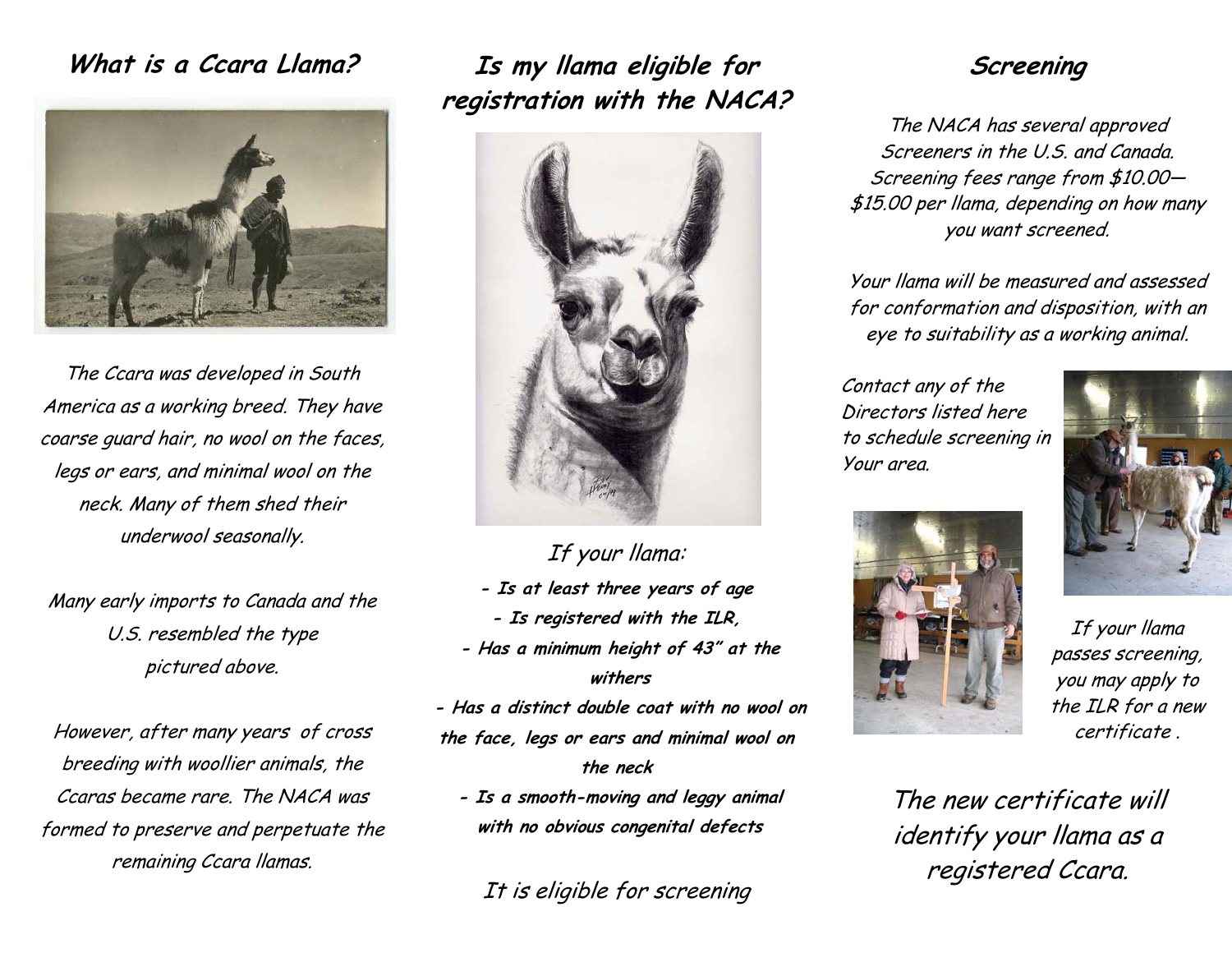## What is a Ccara Llama?

*The Ccara was developed in South America as a working breed. They have coarse guard hair, no wool on the faces, legs or ears, and minimal wool on the neck. Many of them shed their underwool seasonally.*

*Many early imports to Canada and the U.S. resembled the type pictured above.*

*However, after many years of cross breeding with woollier animals, the Ccaras became rare. The NACA was formed to preserve and perpetuate the remaining Ccara llamas.*

## Is my llama eligible for registration with the NACA?

*If your llama:*

- ***Is at least three years of age***
- ***Is registered with the ILR,***
- ***Has a minimum height of 43" at the withers***
- ***Has a distinct double coat with no wool on the face, legs or ears and minimal wool on the neck***
- ***Is a smooth-moving and leggy animal with no obvious congenital defects***

*It is eligible for screening*

## Screening

*The NACA has several approved Screeners in the U.S. and Canada. Screening fees range from $10.00—$15.00 per llama, depending on how many you want screened.*

*Your llama will be measured and assessed for conformation and disposition, with an eye to suitability as a working animal.*

*Contact any of the Directors listed here to schedule screening in Your area.*

*If your llama passes screening, you may apply to the ILR for a new certificate .*

*The new certificate will identify your llama as a registered Ccara.*